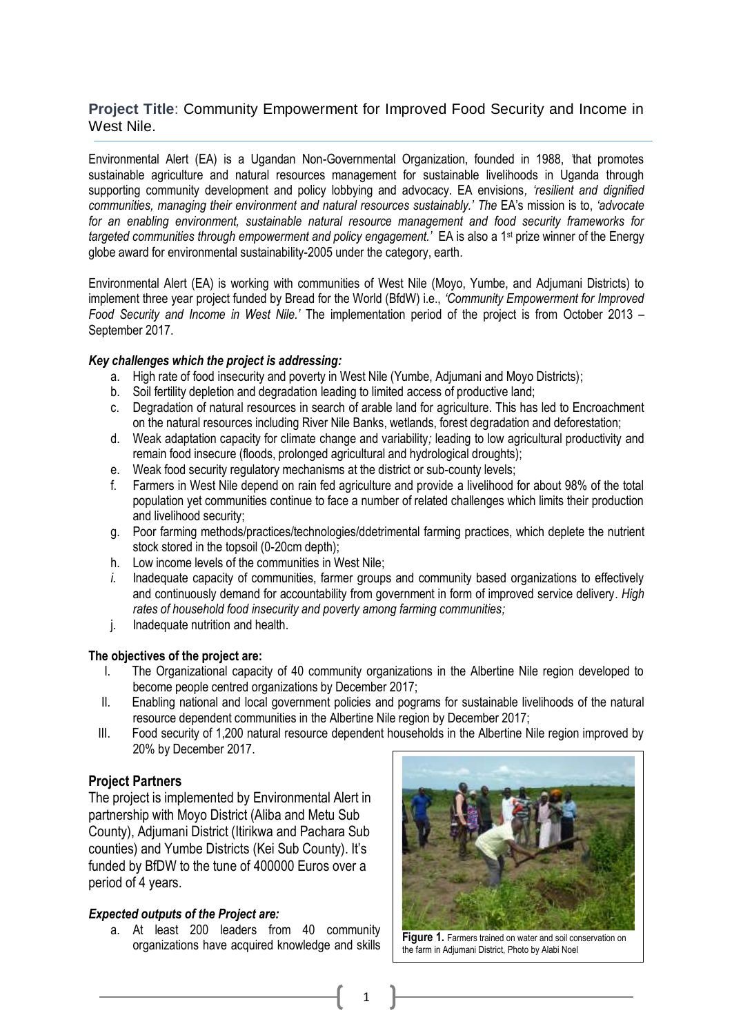**Project Title**: Community Empowerment for Improved Food Security and Income in West Nile.

Environmental Alert (EA) is a Ugandan Non-Governmental Organization, founded in 1988, 'that promotes sustainable agriculture and natural resources management for sustainable livelihoods in Uganda through supporting community development and policy lobbying and advocacy. EA envisions, *'resilient and dignified communities, managing their environment and natural resources sustainably.' The* EA's mission is to, *'advocate for an enabling environment, sustainable natural resource management and food security frameworks for targeted communities through empowerment and policy engagement.'* EA is also a 1st prize winner of the Energy globe award for environmental sustainability-2005 under the category, earth.

Environmental Alert (EA) is working with communities of West Nile (Moyo, Yumbe, and Adjumani Districts) to implement three year project funded by Bread for the World (BfdW) i.e., *'Community Empowerment for Improved Food Security and Income in West Nile.'* The implementation period of the project is from October 2013 – September 2017.

***Key challenges which the project is addressing:***

a. High rate of food insecurity and poverty in West Nile (Yumbe, Adjumani and Moyo Districts);
b. Soil fertility depletion and degradation leading to limited access of productive land;
c. Degradation of natural resources in search of arable land for agriculture. This has led to Encroachment on the natural resources including River Nile Banks, wetlands, forest degradation and deforestation;
d. Weak adaptation capacity for climate change and variability*;* leading to low agricultural productivity and remain food insecure (floods, prolonged agricultural and hydrological droughts);
e. Weak food security regulatory mechanisms at the district or sub-county levels;
f. Farmers in West Nile depend on rain fed agriculture and provide a livelihood for about 98% of the total population yet communities continue to face a number of related challenges which limits their production and livelihood security;
g. Poor farming methods/practices/technologies/ddetrimental farming practices, which deplete the nutrient stock stored in the topsoil (0-20cm depth);
h. Low income levels of the communities in West Nile;
*i.* Inadequate capacity of communities, farmer groups and community based organizations to effectively and continuously demand for accountability from government in form of improved service delivery. *High rates of household food insecurity and poverty among farming communities;*
j. Inadequate nutrition and health.

**The objectives of the project are:**

I. The Organizational capacity of 40 community organizations in the Albertine Nile region developed to become people centred organizations by December 2017;
II. Enabling national and local government policies and pograms for sustainable livelihoods of the natural resource dependent communities in the Albertine Nile region by December 2017;
III. Food security of 1,200 natural resource dependent households in the Albertine Nile region improved by 20% by December 2017.

## Project Partners

The project is implemented by Environmental Alert in partnership with Moyo District (Aliba and Metu Sub County), Adjumani District (Itirikwa and Pachara Sub counties) and Yumbe Districts (Kei Sub County). It's funded by BfDW to the tune of 400000 Euros over a period of 4 years.

**Figure 1.** Farmers trained on water and soil conservation on the farm in Adjumani District, Photo by Alabi Noel

***Expected outputs of the Project are:***

a. At least 200 leaders from 40 community organizations have acquired knowledge and skills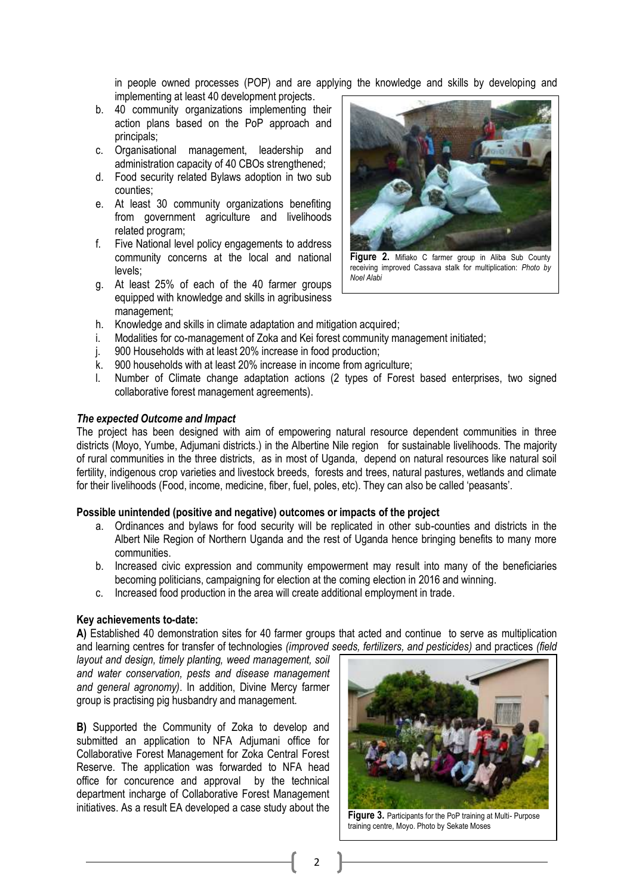in people owned processes (POP) and are applying the knowledge and skills by developing and implementing at least 40 development projects.

b. 40 community organizations implementing their action plans based on the PoP approach and principals;
c. Organisational management, leadership and administration capacity of 40 CBOs strengthened;
d. Food security related Bylaws adoption in two sub counties;
e. At least 30 community organizations benefiting from government agriculture and livelihoods related program;
f. Five National level policy engagements to address community concerns at the local and national levels;
g. At least 25% of each of the 40 farmer groups equipped with knowledge and skills in agribusiness management;
h. Knowledge and skills in climate adaptation and mitigation acquired;
i. Modalities for co-management of Zoka and Kei forest community management initiated;
j. 900 Households with at least 20% increase in food production;
k. 900 households with at least 20% increase in income from agriculture;
l. Number of Climate change adaptation actions (2 types of Forest based enterprises, two signed collaborative forest management agreements).

**Figure 2.** Mifiako C farmer group in Aliba Sub County receiving improved Cassava stalk for multiplication: *Photo by Noel Alabi*

### *The expected Outcome and Impact*

The project has been designed with aim of empowering natural resource dependent communities in three districts (Moyo, Yumbe, Adjumani districts.) in the Albertine Nile region for sustainable livelihoods. The majority of rural communities in the three districts, as in most of Uganda, depend on natural resources like natural soil fertility, indigenous crop varieties and livestock breeds, forests and trees, natural pastures, wetlands and climate for their livelihoods (Food, income, medicine, fiber, fuel, poles, etc). They can also be called 'peasants'.

### Possible unintended (positive and negative) outcomes or impacts of the project

a. Ordinances and bylaws for food security will be replicated in other sub-counties and districts in the Albert Nile Region of Northern Uganda and the rest of Uganda hence bringing benefits to many more communities.
b. Increased civic expression and community empowerment may result into many of the beneficiaries becoming politicians, campaigning for election at the coming election in 2016 and winning.
c. Increased food production in the area will create additional employment in trade.

### Key achievements to-date:

**A)** Established 40 demonstration sites for 40 farmer groups that acted and continue to serve as multiplication and learning centres for transfer of technologies *(improved seeds, fertilizers, and pesticides)* and practices *(field layout and design, timely planting, weed management, soil and water conservation, pests and disease management and general agronomy)*. In addition, Divine Mercy farmer group is practising pig husbandry and management.

**B)** Supported the Community of Zoka to develop and submitted an application to NFA Adjumani office for Collaborative Forest Management for Zoka Central Forest Reserve. The application was forwarded to NFA head office for concurence and approval by the technical department incharge of Collaborative Forest Management initiatives. As a result EA developed a case study about the

**Figure 3.** Participants for the PoP training at Multi- Purpose training centre, Moyo. Photo by Sekate Moses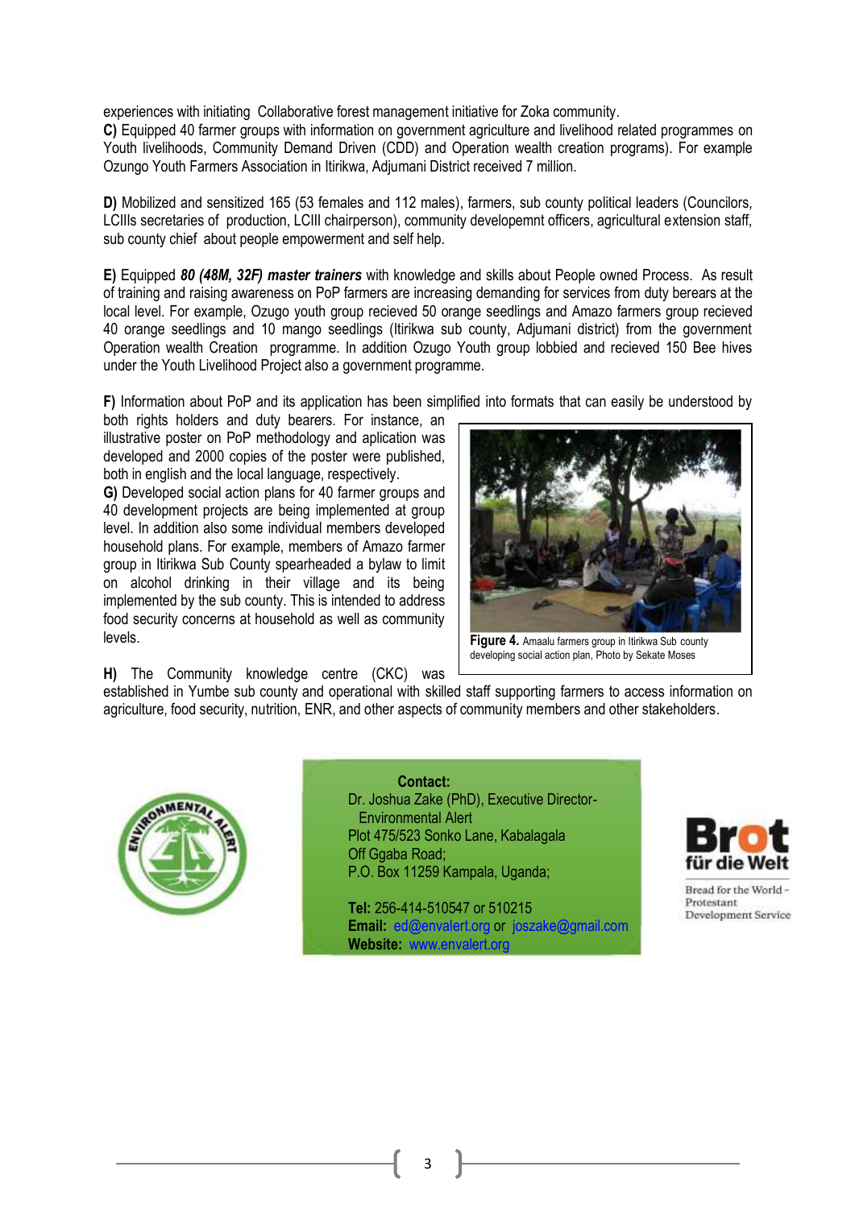experiences with initiating Collaborative forest management initiative for Zoka community.

**C)** Equipped 40 farmer groups with information on government agriculture and livelihood related programmes on Youth livelihoods, Community Demand Driven (CDD) and Operation wealth creation programs). For example Ozungo Youth Farmers Association in Itirikwa, Adjumani District received 7 million.

**D)** Mobilized and sensitized 165 (53 females and 112 males), farmers, sub county political leaders (Councilors, LCIIIs secretaries of production, LCIII chairperson), community developemnt officers, agricultural extension staff, sub county chief about people empowerment and self help.

**E)** Equipped ***80 (48M, 32F) master trainers*** with knowledge and skills about People owned Process. As result of training and raising awareness on PoP farmers are increasing demanding for services from duty berears at the local level. For example, Ozugo youth group recieved 50 orange seedlings and Amazo farmers group recieved 40 orange seedlings and 10 mango seedlings (Itirikwa sub county, Adjumani district) from the government Operation wealth Creation programme. In addition Ozugo Youth group lobbied and recieved 150 Bee hives under the Youth Livelihood Project also a government programme.

**F)** Information about PoP and its application has been simplified into formats that can easily be understood by both rights holders and duty bearers. For instance, an illustrative poster on PoP methodology and aplication was developed and 2000 copies of the poster were published, both in english and the local language, respectively.

**G)** Developed social action plans for 40 farmer groups and 40 development projects are being implemented at group level. In addition also some individual members developed household plans. For example, members of Amazo farmer group in Itirikwa Sub County spearheaded a bylaw to limit on alcohol drinking in their village and its being implemented by the sub county. This is intended to address food security concerns at household as well as community levels.

**Figure 4.** Amaalu farmers group in Itirikwa Sub county developing social action plan, Photo by Sekate Moses

**H)** The Community knowledge centre (CKC) was established in Yumbe sub county and operational with skilled staff supporting farmers to access information on agriculture, food security, nutrition, ENR, and other aspects of community members and other stakeholders.

**Contact:**
Dr. Joshua Zake (PhD), Executive Director-Environmental Alert
Plot 475/523 Sonko Lane, Kabalagala
Off Ggaba Road;
P.O. Box 11259 Kampala, Uganda;

**Tel:** 256-414-510547 or 510215
**Email:** ed@envalert.org or joszake@gmail.com
**Website:** www.envalert.org

Brot für die Welt
Bread for the World - Protestant Development Service